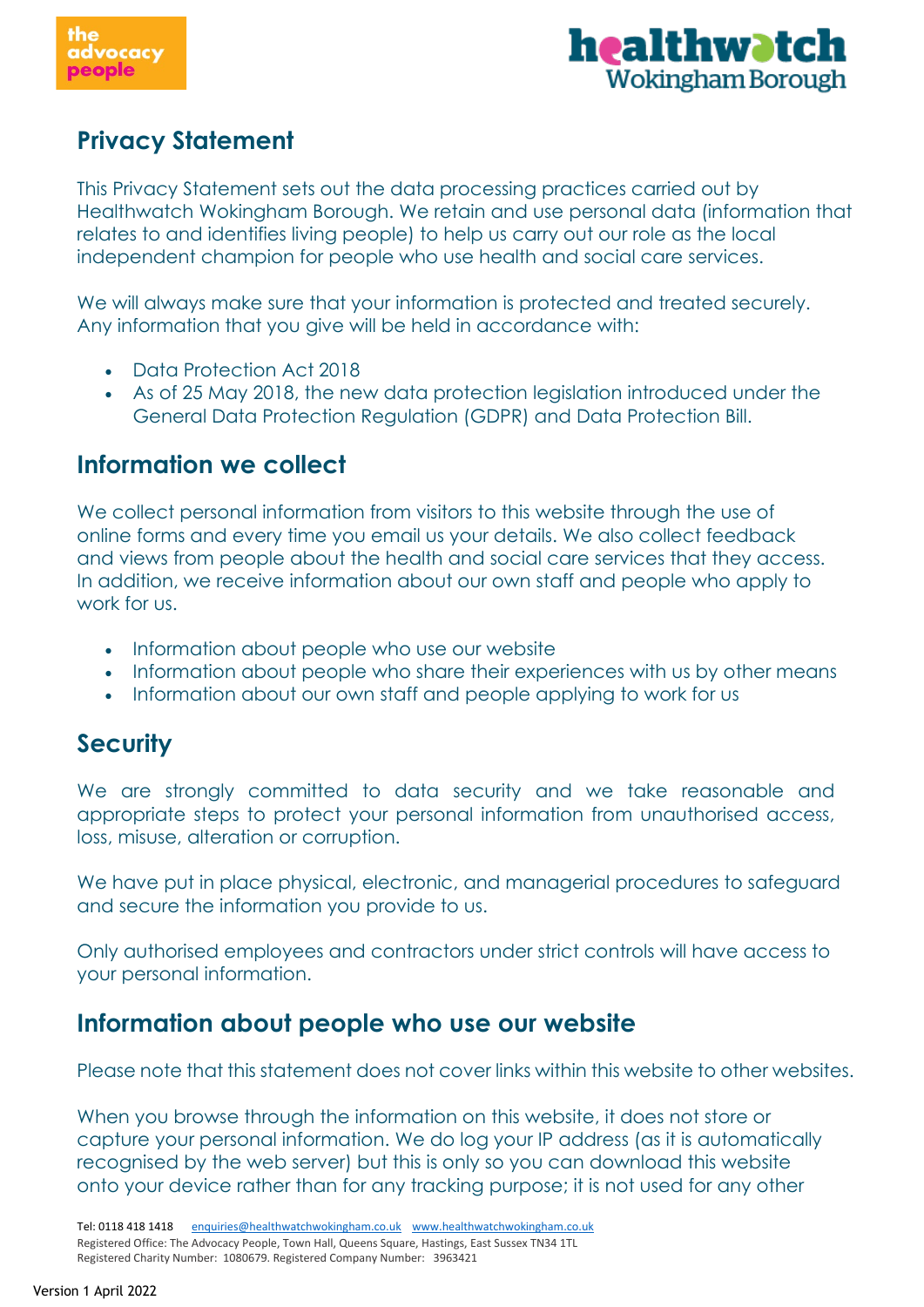## Privacy Statement

This Privacy Statement sets out the data processing practices carried out by Healthwatch Wokingham Borough. We retain and use personal data (information that relates to and identifies living people) to help us carry out our role as the local independent champion for people who use health and social care services.

We will always make sure that your information is protected and treated securely. Any information that you give will be held in accordance with:

- Data Protection Act 2018
- As of 25 May 2018, the new data protection legislation introduced under the General Data Protection Regulation (GDPR) and Data Protection Bill.

## Information we collect

We collect personal information from visitors to this website through the use of online forms and every time you email us your details. We also collect feedback and views from people about the health and social care services that they access. In addition, we receive information about our own staff and people who apply to work for us.

- Information about people who use our website
- Information about people who share their experiences with us by other means
- Information about our own staff and people applying to work for us

## Security

We are strongly committed to data security and we take reasonable and appropriate steps to protect your personal information from unauthorised access, loss, misuse, alteration or corruption.

We have put in place physical, electronic, and managerial procedures to safeguard and secure the information you provide to us.

Only authorised employees and contractors under strict controls will have access to your personal information.

## Information about people who use our website

Please note that this statement does not cover links within this website to other websites.

When you browse through the information on this website, it does not store or capture your personal information. We do log your IP address (as it is automatically recognised by the web server) but this is only so you can download this website onto your device rather than for any tracking purpose; it is not used for any other

Tel: 0118 418 1418 enquiries@healthwatchwokingham.co.uk www.healthwatchwokingham.co.uk
Registered Office: The Advocacy People, Town Hall, Queens Square, Hastings, East Sussex TN34 1TL
Registered Charity Number: 1080679. Registered Company Number: 3963421

Version 1 April 2022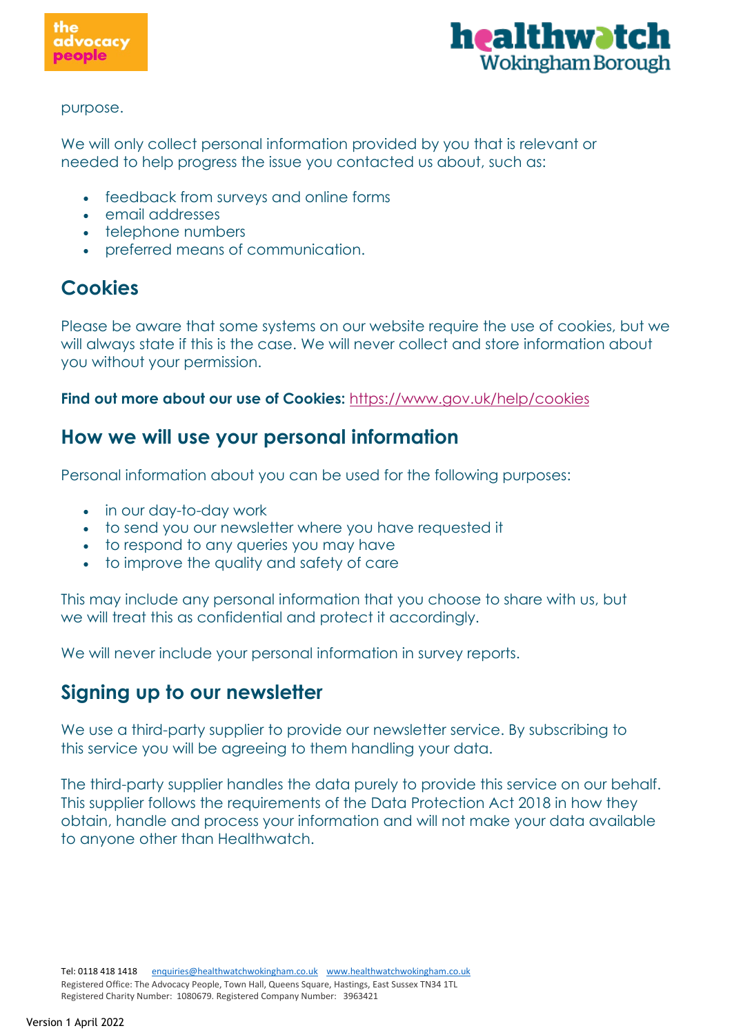purpose.

We will only collect personal information provided by you that is relevant or needed to help progress the issue you contacted us about, such as:

- feedback from surveys and online forms
- email addresses
- telephone numbers
- preferred means of communication.

## Cookies

Please be aware that some systems on our website require the use of cookies, but we will always state if this is the case. We will never collect and store information about you without your permission.

**Find out more about our use of Cookies:** https://www.gov.uk/help/cookies

## How we will use your personal information

Personal information about you can be used for the following purposes:

- in our day-to-day work
- to send you our newsletter where you have requested it
- to respond to any queries you may have
- to improve the quality and safety of care

This may include any personal information that you choose to share with us, but we will treat this as confidential and protect it accordingly.

We will never include your personal information in survey reports.

## Signing up to our newsletter

We use a third-party supplier to provide our newsletter service. By subscribing to this service you will be agreeing to them handling your data.

The third-party supplier handles the data purely to provide this service on our behalf. This supplier follows the requirements of the Data Protection Act 2018 in how they obtain, handle and process your information and will not make your data available to anyone other than Healthwatch.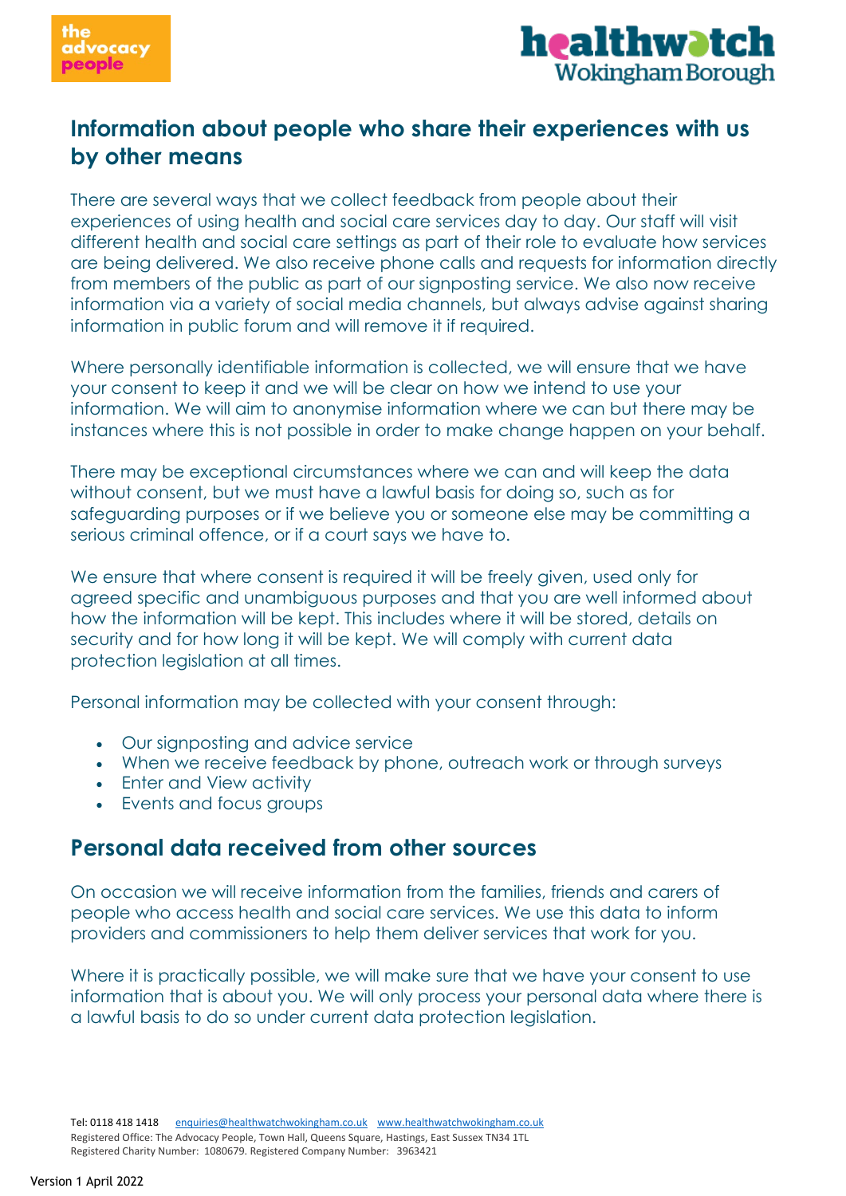## Information about people who share their experiences with us by other means

There are several ways that we collect feedback from people about their experiences of using health and social care services day to day. Our staff will visit different health and social care settings as part of their role to evaluate how services are being delivered. We also receive phone calls and requests for information directly from members of the public as part of our signposting service. We also now receive information via a variety of social media channels, but always advise against sharing information in public forum and will remove it if required.

Where personally identifiable information is collected, we will ensure that we have your consent to keep it and we will be clear on how we intend to use your information. We will aim to anonymise information where we can but there may be instances where this is not possible in order to make change happen on your behalf.

There may be exceptional circumstances where we can and will keep the data without consent, but we must have a lawful basis for doing so, such as for safeguarding purposes or if we believe you or someone else may be committing a serious criminal offence, or if a court says we have to.

We ensure that where consent is required it will be freely given, used only for agreed specific and unambiguous purposes and that you are well informed about how the information will be kept. This includes where it will be stored, details on security and for how long it will be kept. We will comply with current data protection legislation at all times.

Personal information may be collected with your consent through:

- Our signposting and advice service
- When we receive feedback by phone, outreach work or through surveys
- Enter and View activity
- Events and focus groups

## Personal data received from other sources

On occasion we will receive information from the families, friends and carers of people who access health and social care services. We use this data to inform providers and commissioners to help them deliver services that work for you.

Where it is practically possible, we will make sure that we have your consent to use information that is about you. We will only process your personal data where there is a lawful basis to do so under current data protection legislation.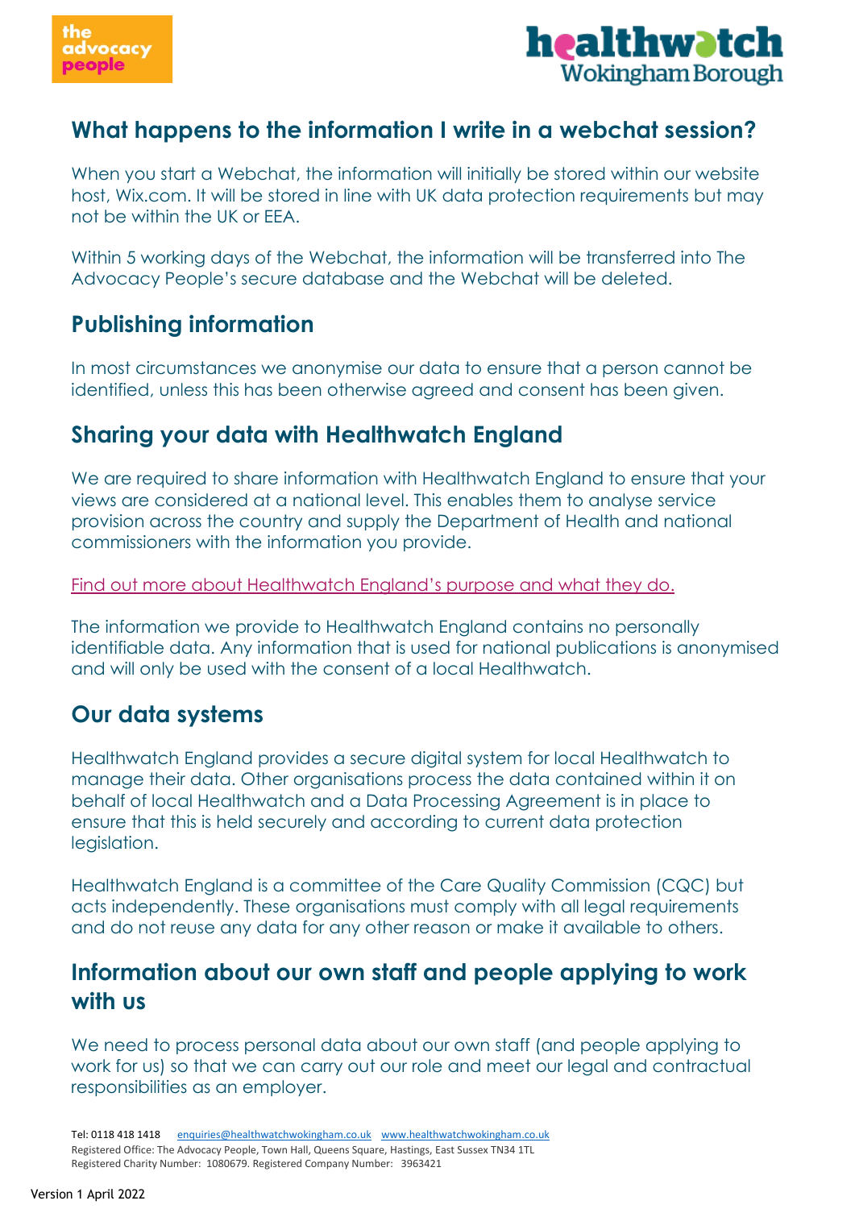## What happens to the information I write in a webchat session?

When you start a Webchat, the information will initially be stored within our website host, Wix.com. It will be stored in line with UK data protection requirements but may not be within the UK or EEA.

Within 5 working days of the Webchat, the information will be transferred into The Advocacy People's secure database and the Webchat will be deleted.

## Publishing information

In most circumstances we anonymise our data to ensure that a person cannot be identified, unless this has been otherwise agreed and consent has been given.

## Sharing your data with Healthwatch England

We are required to share information with Healthwatch England to ensure that your views are considered at a national level. This enables them to analyse service provision across the country and supply the Department of Health and national commissioners with the information you provide.

Find out more about Healthwatch England's purpose and what they do.

The information we provide to Healthwatch England contains no personally identifiable data. Any information that is used for national publications is anonymised and will only be used with the consent of a local Healthwatch.

## Our data systems

Healthwatch England provides a secure digital system for local Healthwatch to manage their data. Other organisations process the data contained within it on behalf of local Healthwatch and a Data Processing Agreement is in place to ensure that this is held securely and according to current data protection legislation.

Healthwatch England is a committee of the Care Quality Commission (CQC) but acts independently. These organisations must comply with all legal requirements and do not reuse any data for any other reason or make it available to others.

## Information about our own staff and people applying to work with us

We need to process personal data about our own staff (and people applying to work for us) so that we can carry out our role and meet our legal and contractual responsibilities as an employer.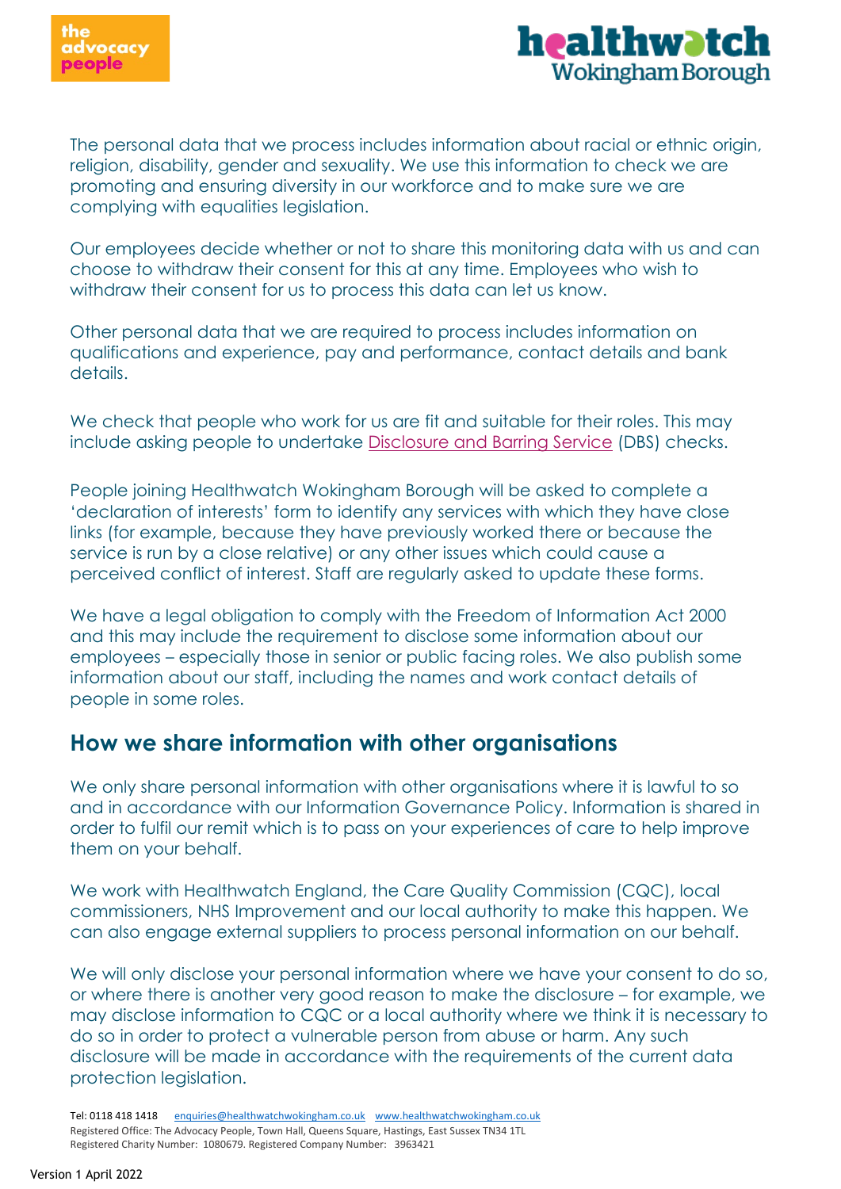The personal data that we process includes information about racial or ethnic origin, religion, disability, gender and sexuality. We use this information to check we are promoting and ensuring diversity in our workforce and to make sure we are complying with equalities legislation.

Our employees decide whether or not to share this monitoring data with us and can choose to withdraw their consent for this at any time. Employees who wish to withdraw their consent for us to process this data can let us know.

Other personal data that we are required to process includes information on qualifications and experience, pay and performance, contact details and bank details.

We check that people who work for us are fit and suitable for their roles. This may include asking people to undertake Disclosure and Barring Service (DBS) checks.

People joining Healthwatch Wokingham Borough will be asked to complete a 'declaration of interests' form to identify any services with which they have close links (for example, because they have previously worked there or because the service is run by a close relative) or any other issues which could cause a perceived conflict of interest. Staff are regularly asked to update these forms.

We have a legal obligation to comply with the Freedom of Information Act 2000 and this may include the requirement to disclose some information about our employees – especially those in senior or public facing roles. We also publish some information about our staff, including the names and work contact details of people in some roles.

## How we share information with other organisations

We only share personal information with other organisations where it is lawful to so and in accordance with our Information Governance Policy. Information is shared in order to fulfil our remit which is to pass on your experiences of care to help improve them on your behalf.

We work with Healthwatch England, the Care Quality Commission (CQC), local commissioners, NHS Improvement and our local authority to make this happen. We can also engage external suppliers to process personal information on our behalf.

We will only disclose your personal information where we have your consent to do so, or where there is another very good reason to make the disclosure – for example, we may disclose information to CQC or a local authority where we think it is necessary to do so in order to protect a vulnerable person from abuse or harm. Any such disclosure will be made in accordance with the requirements of the current data protection legislation.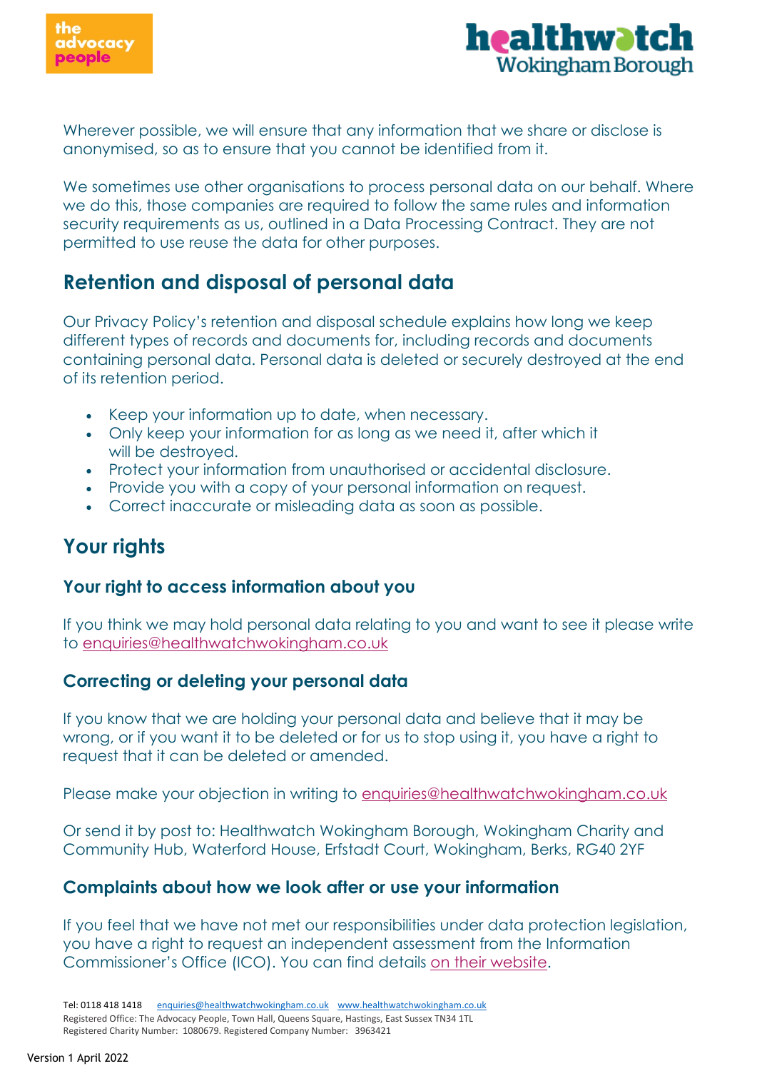Wherever possible, we will ensure that any information that we share or disclose is anonymised, so as to ensure that you cannot be identified from it.

We sometimes use other organisations to process personal data on our behalf. Where we do this, those companies are required to follow the same rules and information security requirements as us, outlined in a Data Processing Contract. They are not permitted to use reuse the data for other purposes.

## Retention and disposal of personal data

Our Privacy Policy's retention and disposal schedule explains how long we keep different types of records and documents for, including records and documents containing personal data. Personal data is deleted or securely destroyed at the end of its retention period.

- Keep your information up to date, when necessary.
- Only keep your information for as long as we need it, after which it will be destroyed.
- Protect your information from unauthorised or accidental disclosure.
- Provide you with a copy of your personal information on request.
- Correct inaccurate or misleading data as soon as possible.

## Your rights

### Your right to access information about you

If you think we may hold personal data relating to you and want to see it please write to enquiries@healthwatchwokingham.co.uk

### Correcting or deleting your personal data

If you know that we are holding your personal data and believe that it may be wrong, or if you want it to be deleted or for us to stop using it, you have a right to request that it can be deleted or amended.

Please make your objection in writing to enquiries@healthwatchwokingham.co.uk

Or send it by post to: Healthwatch Wokingham Borough, Wokingham Charity and Community Hub, Waterford House, Erfstadt Court, Wokingham, Berks, RG40 2YF

### Complaints about how we look after or use your information

If you feel that we have not met our responsibilities under data protection legislation, you have a right to request an independent assessment from the Information Commissioner's Office (ICO). You can find details on their website.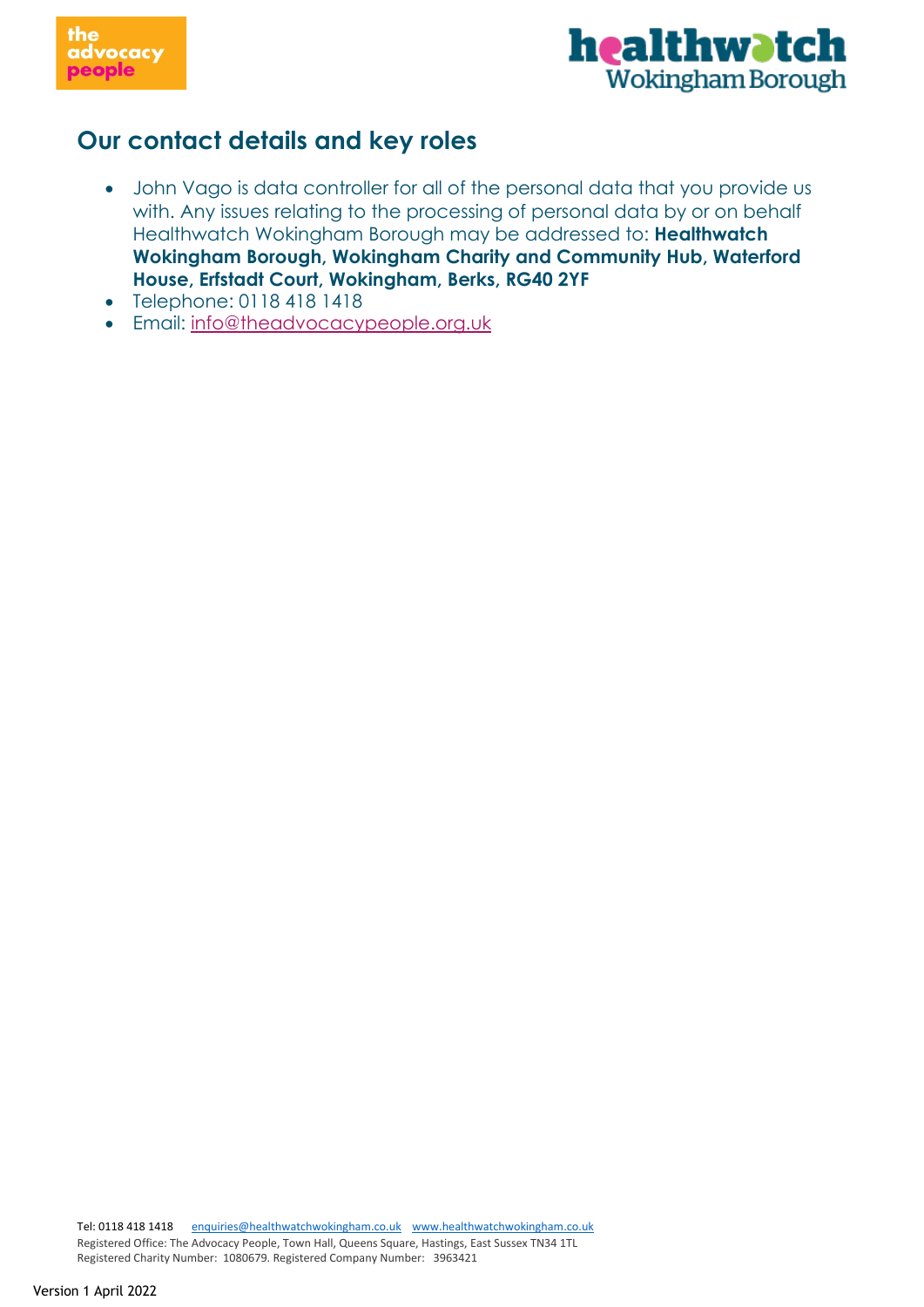## Our contact details and key roles

- John Vago is data controller for all of the personal data that you provide us with. Any issues relating to the processing of personal data by or on behalf Healthwatch Wokingham Borough may be addressed to: **Healthwatch Wokingham Borough, Wokingham Charity and Community Hub, Waterford House, Erfstadt Court, Wokingham, Berks, RG40 2YF**
- Telephone: 0118 418 1418
- Email: info@theadvocacypeople.org.uk